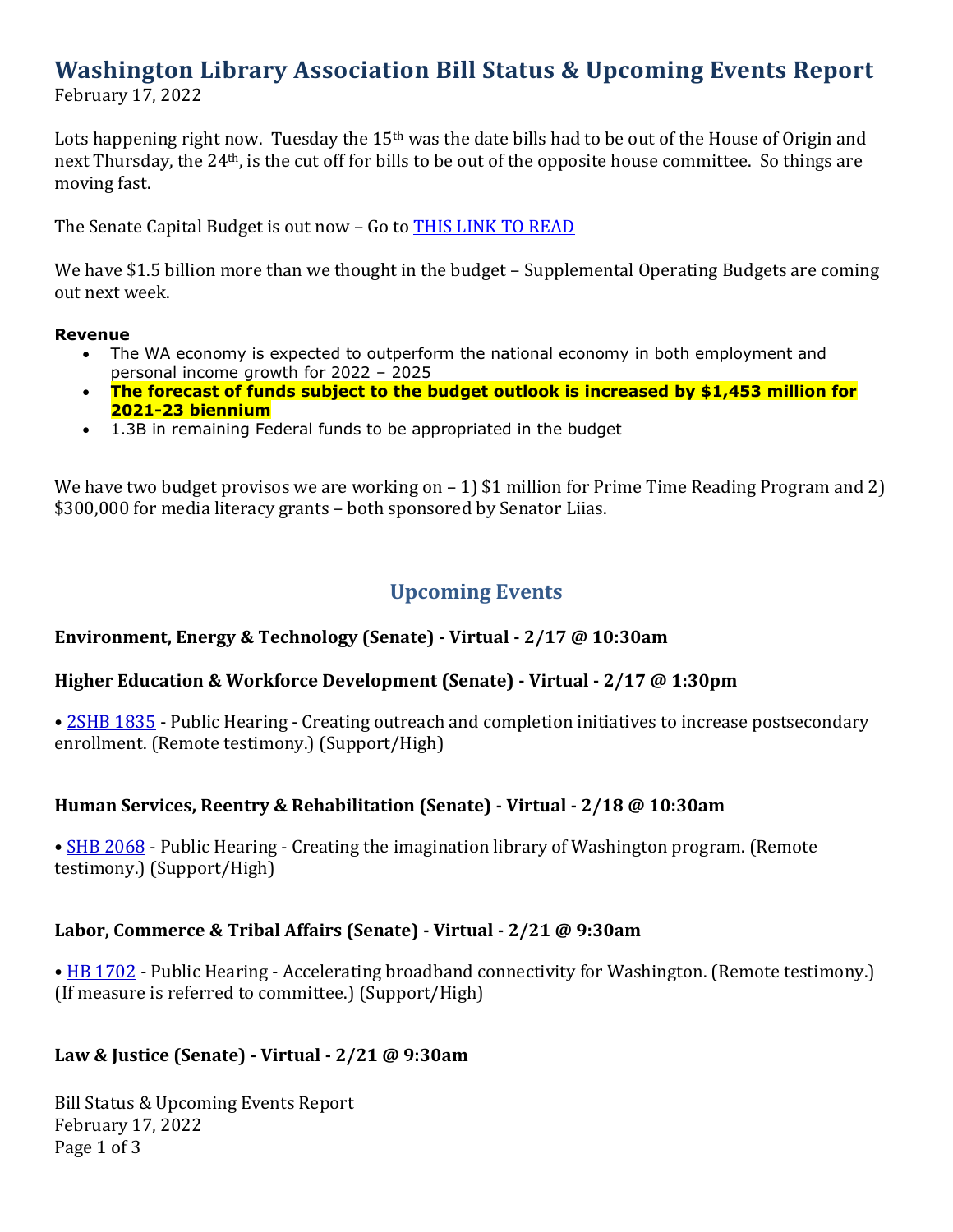# Washington Library Association Bill Status & Upcoming Events Report

February 17, 2022

Lots happening right now. Tuesday the 15th was the date bills had to be out of the House of Origin and next Thursday, the 24th, is the cut off for bills to be out of the opposite house committee. So things are moving fast.

The Senate Capital Budget is out now – Go to [THIS LINK TO READ]()

We have $1.5 billion more than we thought in the budget – Supplemental Operating Budgets are coming out next week.

**Revenue**

- The WA economy is expected to outperform the national economy in both employment and personal income growth for 2022 – 2025
- **The forecast of funds subject to the budget outlook is increased by $1,453 million for 2021-23 biennium**
- 1.3B in remaining Federal funds to be appropriated in the budget

We have two budget provisos we are working on – 1) $1 million for Prime Time Reading Program and 2) $300,000 for media literacy grants – both sponsored by Senator Liias.

## Upcoming Events

**Environment, Energy & Technology (Senate) - Virtual - 2/17 @ 10:30am**

**Higher Education & Workforce Development (Senate) - Virtual - 2/17 @ 1:30pm**

• 2SHB 1835 - Public Hearing - Creating outreach and completion initiatives to increase postsecondary enrollment. (Remote testimony.) (Support/High)

**Human Services, Reentry & Rehabilitation (Senate) - Virtual - 2/18 @ 10:30am**

• SHB 2068 - Public Hearing - Creating the imagination library of Washington program. (Remote testimony.) (Support/High)

**Labor, Commerce & Tribal Affairs (Senate) - Virtual - 2/21 @ 9:30am**

• HB 1702 - Public Hearing - Accelerating broadband connectivity for Washington. (Remote testimony.) (If measure is referred to committee.) (Support/High)

**Law & Justice (Senate) - Virtual - 2/21 @ 9:30am**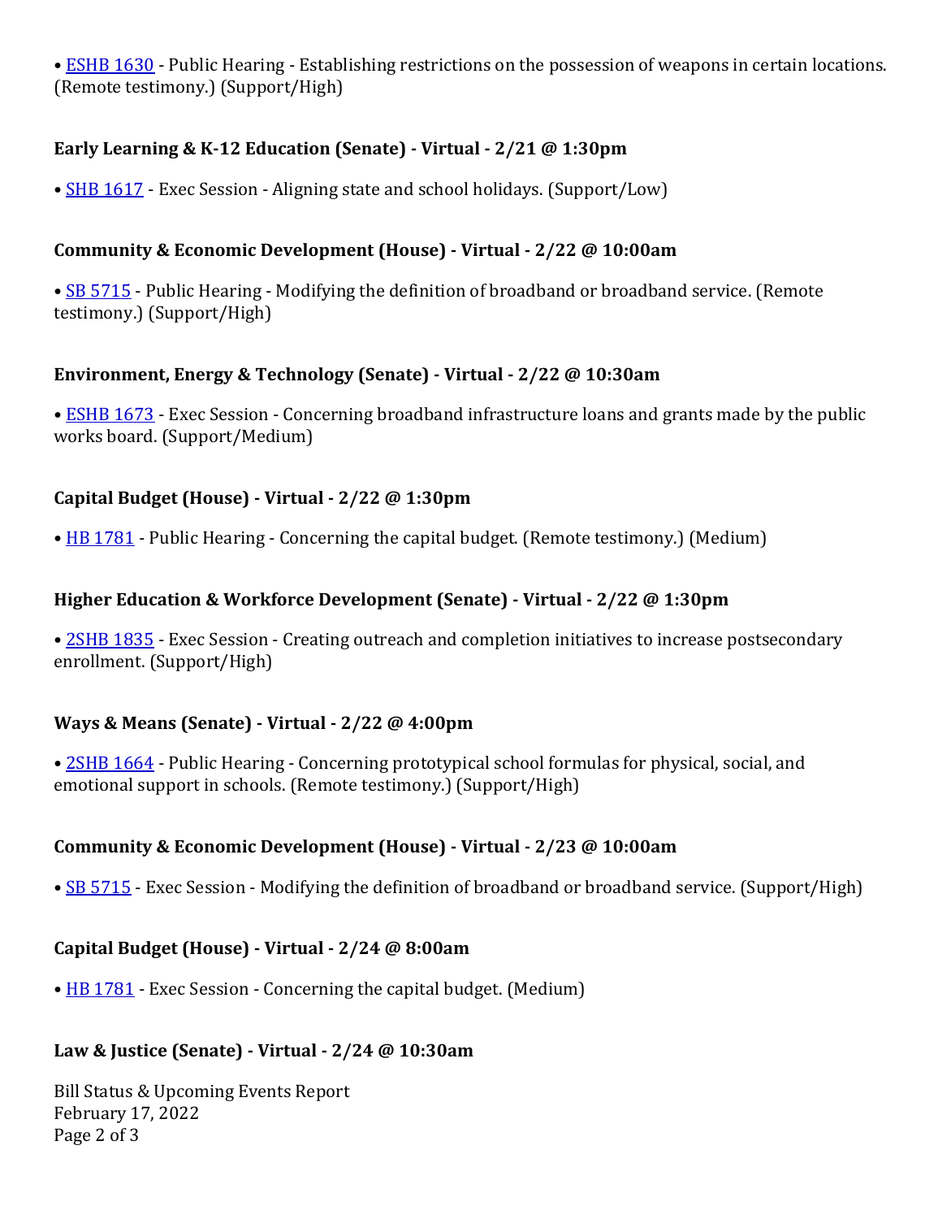• ESHB 1630 - Public Hearing - Establishing restrictions on the possession of weapons in certain locations. (Remote testimony.) (Support/High)

**Early Learning & K-12 Education (Senate) - Virtual - 2/21 @ 1:30pm**

• SHB 1617 - Exec Session - Aligning state and school holidays. (Support/Low)

**Community & Economic Development (House) - Virtual - 2/22 @ 10:00am**

• SB 5715 - Public Hearing - Modifying the definition of broadband or broadband service. (Remote testimony.) (Support/High)

**Environment, Energy & Technology (Senate) - Virtual - 2/22 @ 10:30am**

• ESHB 1673 - Exec Session - Concerning broadband infrastructure loans and grants made by the public works board. (Support/Medium)

**Capital Budget (House) - Virtual - 2/22 @ 1:30pm**

• HB 1781 - Public Hearing - Concerning the capital budget. (Remote testimony.) (Medium)

**Higher Education & Workforce Development (Senate) - Virtual - 2/22 @ 1:30pm**

• 2SHB 1835 - Exec Session - Creating outreach and completion initiatives to increase postsecondary enrollment. (Support/High)

**Ways & Means (Senate) - Virtual - 2/22 @ 4:00pm**

• 2SHB 1664 - Public Hearing - Concerning prototypical school formulas for physical, social, and emotional support in schools. (Remote testimony.) (Support/High)

**Community & Economic Development (House) - Virtual - 2/23 @ 10:00am**

• SB 5715 - Exec Session - Modifying the definition of broadband or broadband service. (Support/High)

**Capital Budget (House) - Virtual - 2/24 @ 8:00am**

• HB 1781 - Exec Session - Concerning the capital budget. (Medium)

**Law & Justice (Senate) - Virtual - 2/24 @ 10:30am**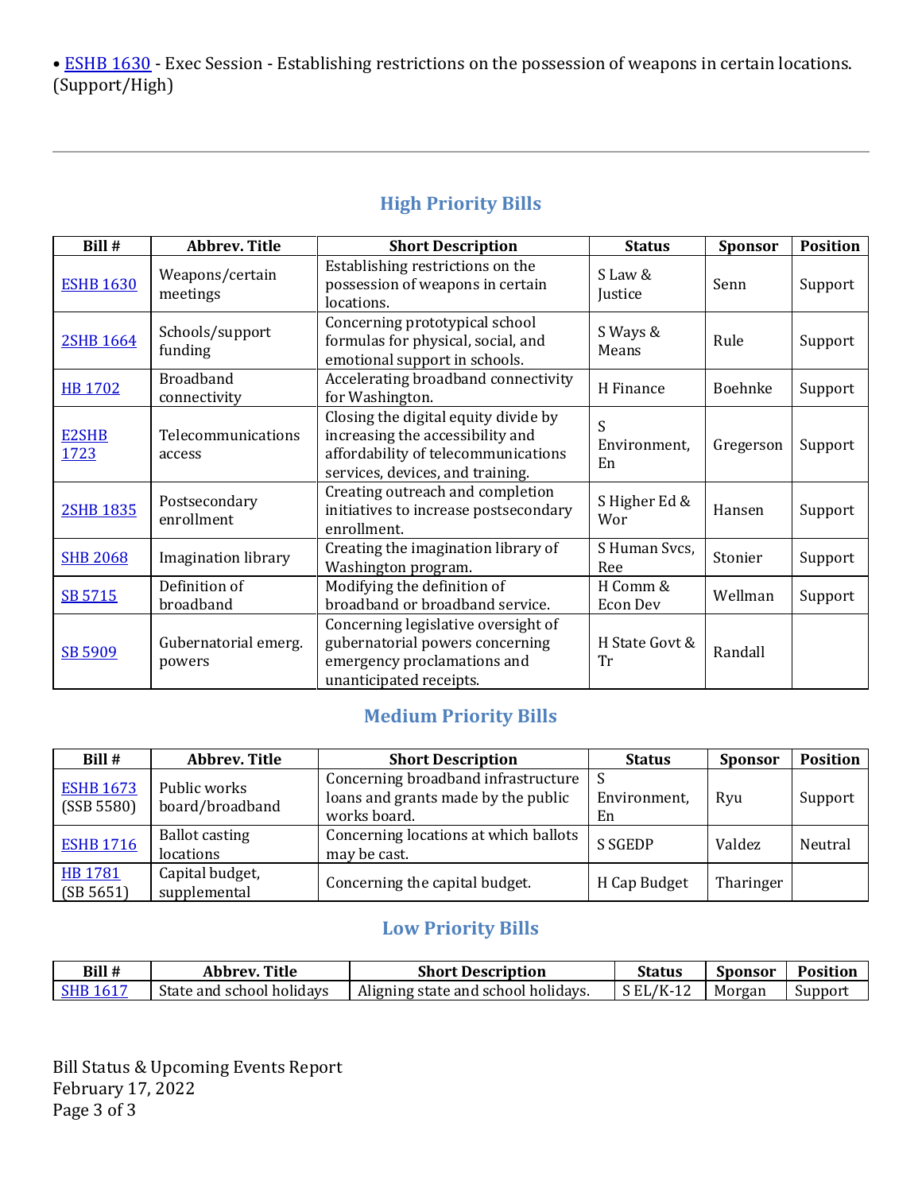• ESHB 1630 - Exec Session - Establishing restrictions on the possession of weapons in certain locations. (Support/High)

---

## High Priority Bills

| Bill # | Abbrev. Title | Short Description | Status | Sponsor | Position |
|---|---|---|---|---|---|
| ESHB 1630 | Weapons/certain meetings | Establishing restrictions on the possession of weapons in certain locations. | S Law & Justice | Senn | Support |
| 2SHB 1664 | Schools/support funding | Concerning prototypical school formulas for physical, social, and emotional support in schools. | S Ways & Means | Rule | Support |
| HB 1702 | Broadband connectivity | Accelerating broadband connectivity for Washington. | H Finance | Boehnke | Support |
| E2SHB 1723 | Telecommunications access | Closing the digital equity divide by increasing the accessibility and affordability of telecommunications services, devices, and training. | S Environment, En | Gregerson | Support |
| 2SHB 1835 | Postsecondary enrollment | Creating outreach and completion initiatives to increase postsecondary enrollment. | S Higher Ed & Wor | Hansen | Support |
| SHB 2068 | Imagination library | Creating the imagination library of Washington program. | S Human Svcs, Ree | Stonier | Support |
| SB 5715 | Definition of broadband | Modifying the definition of broadband or broadband service. | H Comm & Econ Dev | Wellman | Support |
| SB 5909 | Gubernatorial emerg. powers | Concerning legislative oversight of gubernatorial powers concerning emergency proclamations and unanticipated receipts. | H State Govt & Tr | Randall | |

## Medium Priority Bills

| Bill # | Abbrev. Title | Short Description | Status | Sponsor | Position |
|---|---|---|---|---|---|
| ESHB 1673 (SSB 5580) | Public works board/broadband | Concerning broadband infrastructure loans and grants made by the public works board. | S Environment, En | Ryu | Support |
| ESHB 1716 | Ballot casting locations | Concerning locations at which ballots may be cast. | S SGEDP | Valdez | Neutral |
| HB 1781 (SB 5651) | Capital budget, supplemental | Concerning the capital budget. | H Cap Budget | Tharinger | |

## Low Priority Bills

| Bill # | Abbrev. Title | Short Description | Status | Sponsor | Position |
|---|---|---|---|---|---|
| SHB 1617 | State and school holidays | Aligning state and school holidays. | S EL/K-12 | Morgan | Support |

Bill Status & Upcoming Events Report
February 17, 2022